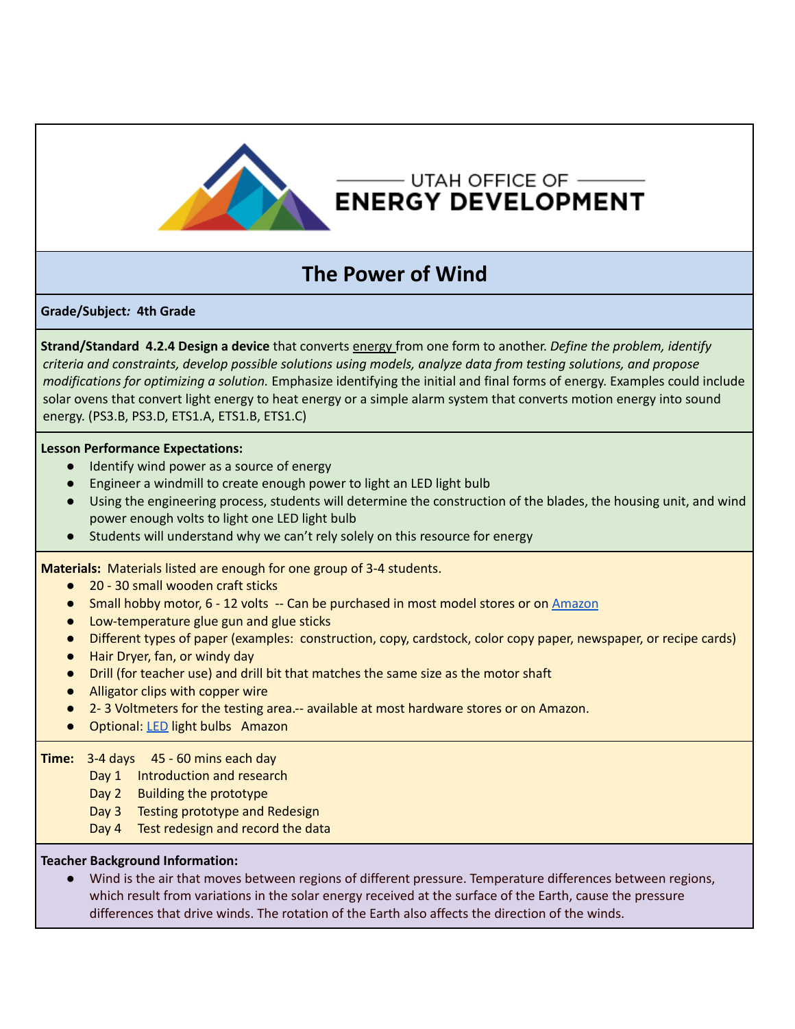UTAH OFFICE OF
ENERGY DEVELOPMENT

# The Power of Wind

**Grade/Subject*:* 4th Grade**

**Strand/Standard 4.2.4 Design a device** that converts energy from one form to another. *Define the problem, identify criteria and constraints, develop possible solutions using models, analyze data from testing solutions, and propose modifications for optimizing a solution.* Emphasize identifying the initial and final forms of energy. Examples could include solar ovens that convert light energy to heat energy or a simple alarm system that converts motion energy into sound energy. (PS3.B, PS3.D, ETS1.A, ETS1.B, ETS1.C)

**Lesson Performance Expectations:**

- Identify wind power as a source of energy
- Engineer a windmill to create enough power to light an LED light bulb
- Using the engineering process, students will determine the construction of the blades, the housing unit, and wind power enough volts to light one LED light bulb
- Students will understand why we can't rely solely on this resource for energy

**Materials:** Materials listed are enough for one group of 3-4 students.

- 20 - 30 small wooden craft sticks
- Small hobby motor, 6 - 12 volts -- Can be purchased in most model stores or on Amazon
- Low-temperature glue gun and glue sticks
- Different types of paper (examples: construction, copy, cardstock, color copy paper, newspaper, or recipe cards)
- Hair Dryer, fan, or windy day
- Drill (for teacher use) and drill bit that matches the same size as the motor shaft
- Alligator clips with copper wire
- 2- 3 Voltmeters for the testing area.-- available at most hardware stores or on Amazon.
- Optional: LED light bulbs Amazon

**Time:** 3-4 days 45 - 60 mins each day

- Day 1 Introduction and research
- Day 2 Building the prototype
- Day 3 Testing prototype and Redesign
- Day 4 Test redesign and record the data

**Teacher Background Information:**

- Wind is the air that moves between regions of different pressure. Temperature differences between regions, which result from variations in the solar energy received at the surface of the Earth, cause the pressure differences that drive winds. The rotation of the Earth also affects the direction of the winds.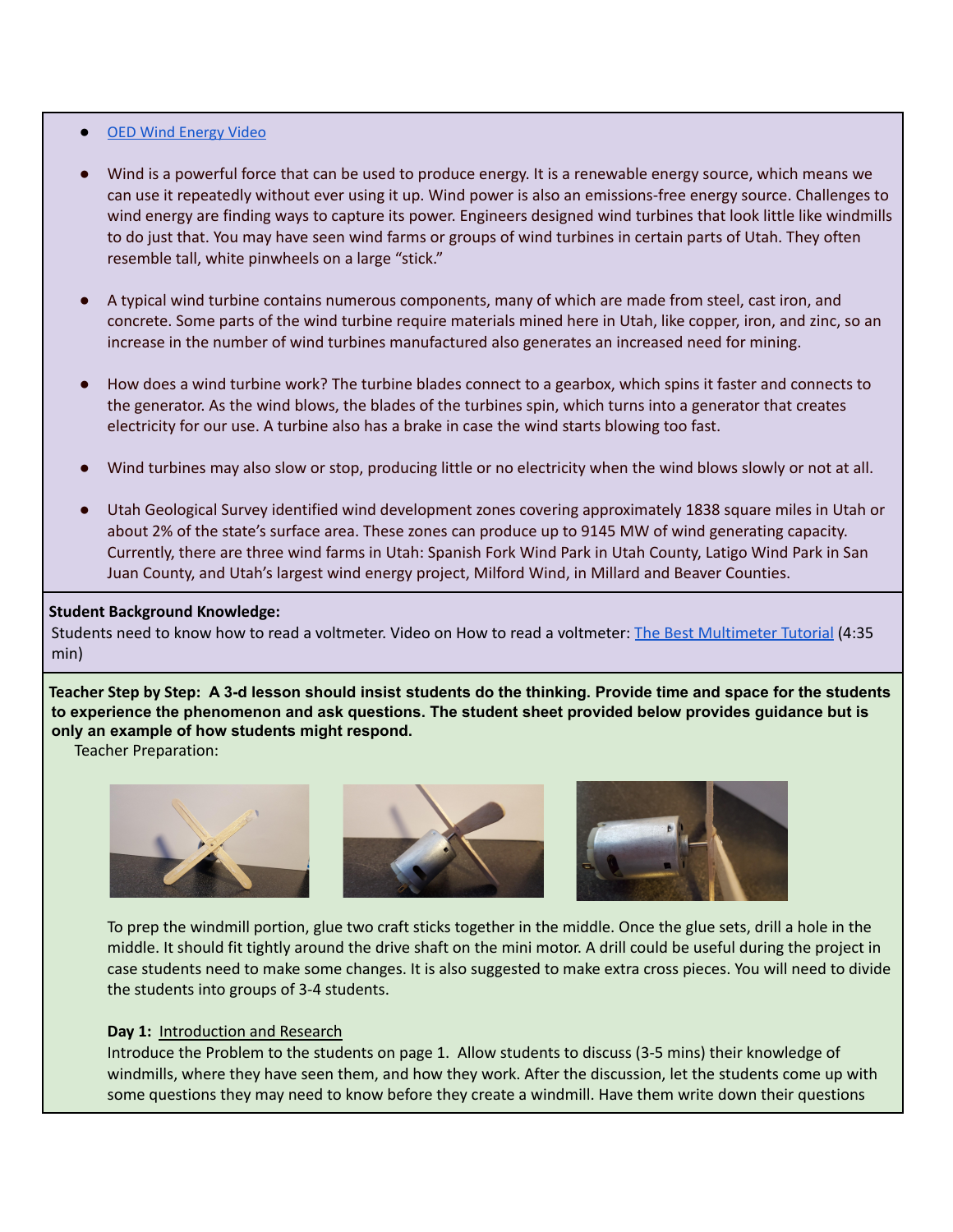- [OED Wind Energy Video]
- Wind is a powerful force that can be used to produce energy. It is a renewable energy source, which means we can use it repeatedly without ever using it up. Wind power is also an emissions-free energy source. Challenges to wind energy are finding ways to capture its power. Engineers designed wind turbines that look little like windmills to do just that. You may have seen wind farms or groups of wind turbines in certain parts of Utah. They often resemble tall, white pinwheels on a large "stick."
- A typical wind turbine contains numerous components, many of which are made from steel, cast iron, and concrete. Some parts of the wind turbine require materials mined here in Utah, like copper, iron, and zinc, so an increase in the number of wind turbines manufactured also generates an increased need for mining.
- How does a wind turbine work? The turbine blades connect to a gearbox, which spins it faster and connects to the generator. As the wind blows, the blades of the turbines spin, which turns into a generator that creates electricity for our use. A turbine also has a brake in case the wind starts blowing too fast.
- Wind turbines may also slow or stop, producing little or no electricity when the wind blows slowly or not at all.
- Utah Geological Survey identified wind development zones covering approximately 1838 square miles in Utah or about 2% of the state's surface area. These zones can produce up to 9145 MW of wind generating capacity. Currently, there are three wind farms in Utah: Spanish Fork Wind Park in Utah County, Latigo Wind Park in San Juan County, and Utah's largest wind energy project, Milford Wind, in Millard and Beaver Counties.

**Student Background Knowledge:**
Students need to know how to read a voltmeter. Video on How to read a voltmeter: The Best Multimeter Tutorial (4:35 min)

**Teacher Step by Step: A 3-d lesson should insist students do the thinking. Provide time and space for the students to experience the phenomenon and ask questions. The student sheet provided below provides guidance but is only an example of how students might respond.**

Teacher Preparation:

To prep the windmill portion, glue two craft sticks together in the middle. Once the glue sets, drill a hole in the middle. It should fit tightly around the drive shaft on the mini motor. A drill could be useful during the project in case students need to make some changes. It is also suggested to make extra cross pieces. You will need to divide the students into groups of 3-4 students.

**Day 1:** Introduction and Research

Introduce the Problem to the students on page 1. Allow students to discuss (3-5 mins) their knowledge of windmills, where they have seen them, and how they work. After the discussion, let the students come up with some questions they may need to know before they create a windmill. Have them write down their questions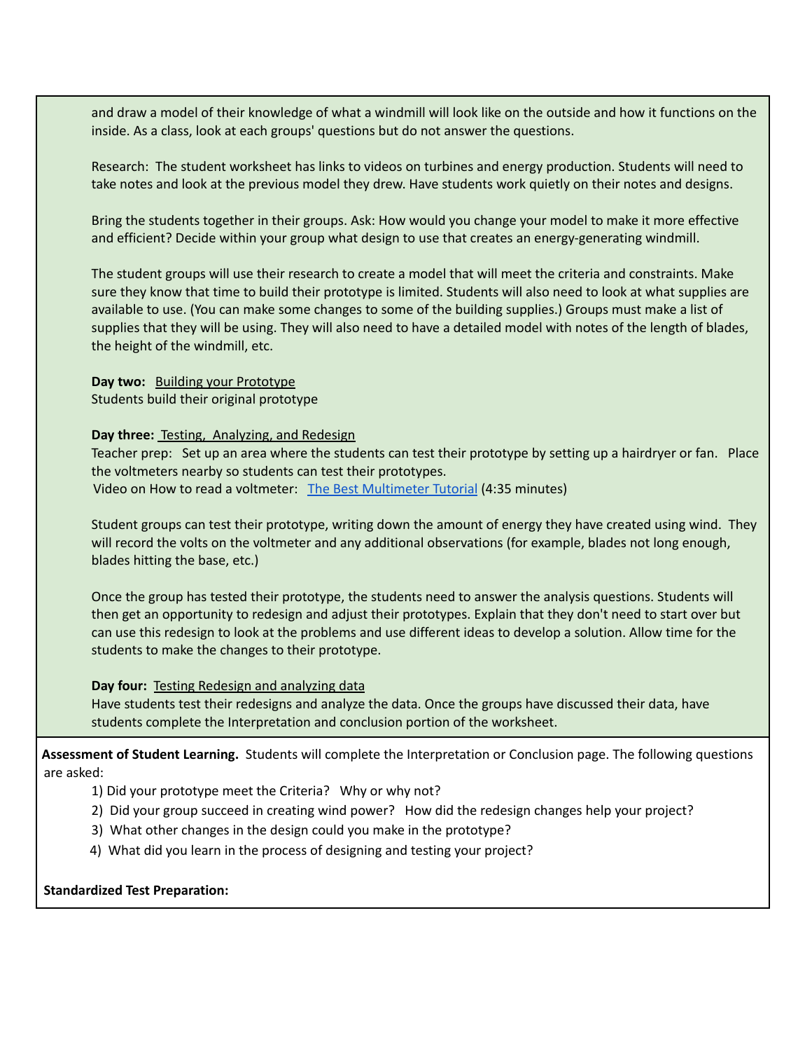and draw a model of their knowledge of what a windmill will look like on the outside and how it functions on the inside. As a class, look at each groups' questions but do not answer the questions.

Research: The student worksheet has links to videos on turbines and energy production. Students will need to take notes and look at the previous model they drew. Have students work quietly on their notes and designs.

Bring the students together in their groups. Ask: How would you change your model to make it more effective and efficient? Decide within your group what design to use that creates an energy-generating windmill.

The student groups will use their research to create a model that will meet the criteria and constraints. Make sure they know that time to build their prototype is limited. Students will also need to look at what supplies are available to use. (You can make some changes to some of the building supplies.) Groups must make a list of supplies that they will be using. They will also need to have a detailed model with notes of the length of blades, the height of the windmill, etc.

**Day two:** Building your Prototype
Students build their original prototype

**Day three:** Testing, Analyzing, and Redesign
Teacher prep: Set up an area where the students can test their prototype by setting up a hairdryer or fan. Place the voltmeters nearby so students can test their prototypes.
Video on How to read a voltmeter: [The Best Multimeter Tutorial] (4:35 minutes)

Student groups can test their prototype, writing down the amount of energy they have created using wind. They will record the volts on the voltmeter and any additional observations (for example, blades not long enough, blades hitting the base, etc.)

Once the group has tested their prototype, the students need to answer the analysis questions. Students will then get an opportunity to redesign and adjust their prototypes. Explain that they don't need to start over but can use this redesign to look at the problems and use different ideas to develop a solution. Allow time for the students to make the changes to their prototype.

**Day four:** Testing Redesign and analyzing data
Have students test their redesigns and analyze the data. Once the groups have discussed their data, have students complete the Interpretation and conclusion portion of the worksheet.

**Assessment of Student Learning.** Students will complete the Interpretation or Conclusion page. The following questions are asked:

1) Did your prototype meet the Criteria? Why or why not?
2) Did your group succeed in creating wind power? How did the redesign changes help your project?
3) What other changes in the design could you make in the prototype?
4) What did you learn in the process of designing and testing your project?

**Standardized Test Preparation:**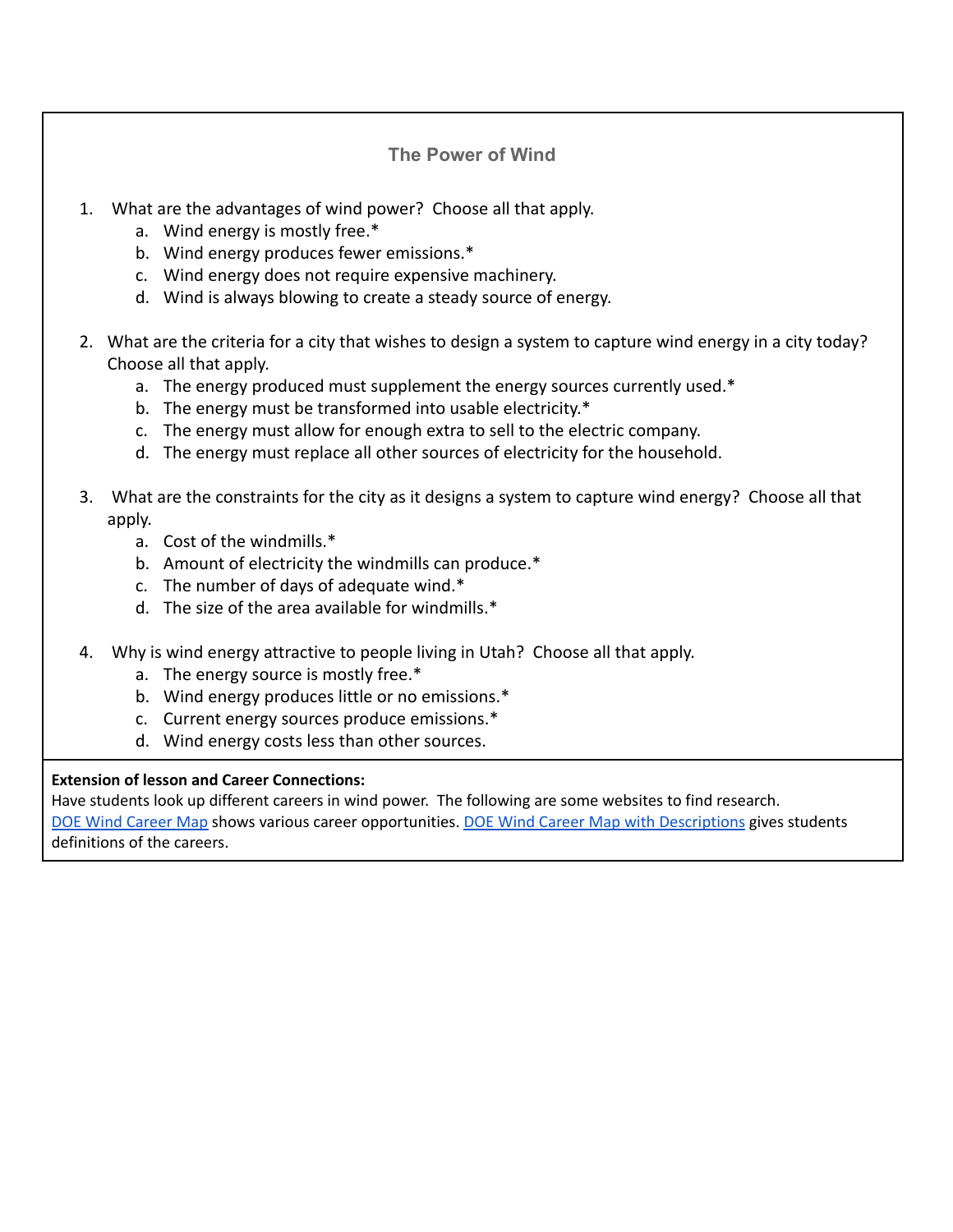## The Power of Wind

1. What are the advantages of wind power? Choose all that apply.
    a. Wind energy is mostly free.*
    b. Wind energy produces fewer emissions.*
    c. Wind energy does not require expensive machinery.
    d. Wind is always blowing to create a steady source of energy.

2. What are the criteria for a city that wishes to design a system to capture wind energy in a city today? Choose all that apply.
    a. The energy produced must supplement the energy sources currently used.*
    b. The energy must be transformed into usable electricity.*
    c. The energy must allow for enough extra to sell to the electric company.
    d. The energy must replace all other sources of electricity for the household.

3. What are the constraints for the city as it designs a system to capture wind energy? Choose all that apply.
    a. Cost of the windmills.*
    b. Amount of electricity the windmills can produce.*
    c. The number of days of adequate wind.*
    d. The size of the area available for windmills.*

4. Why is wind energy attractive to people living in Utah? Choose all that apply.
    a. The energy source is mostly free.*
    b. Wind energy produces little or no emissions.*
    c. Current energy sources produce emissions.*
    d. Wind energy costs less than other sources.

**Extension of lesson and Career Connections:**
Have students look up different careers in wind power. The following are some websites to find research. DOE Wind Career Map shows various career opportunities. DOE Wind Career Map with Descriptions gives students definitions of the careers.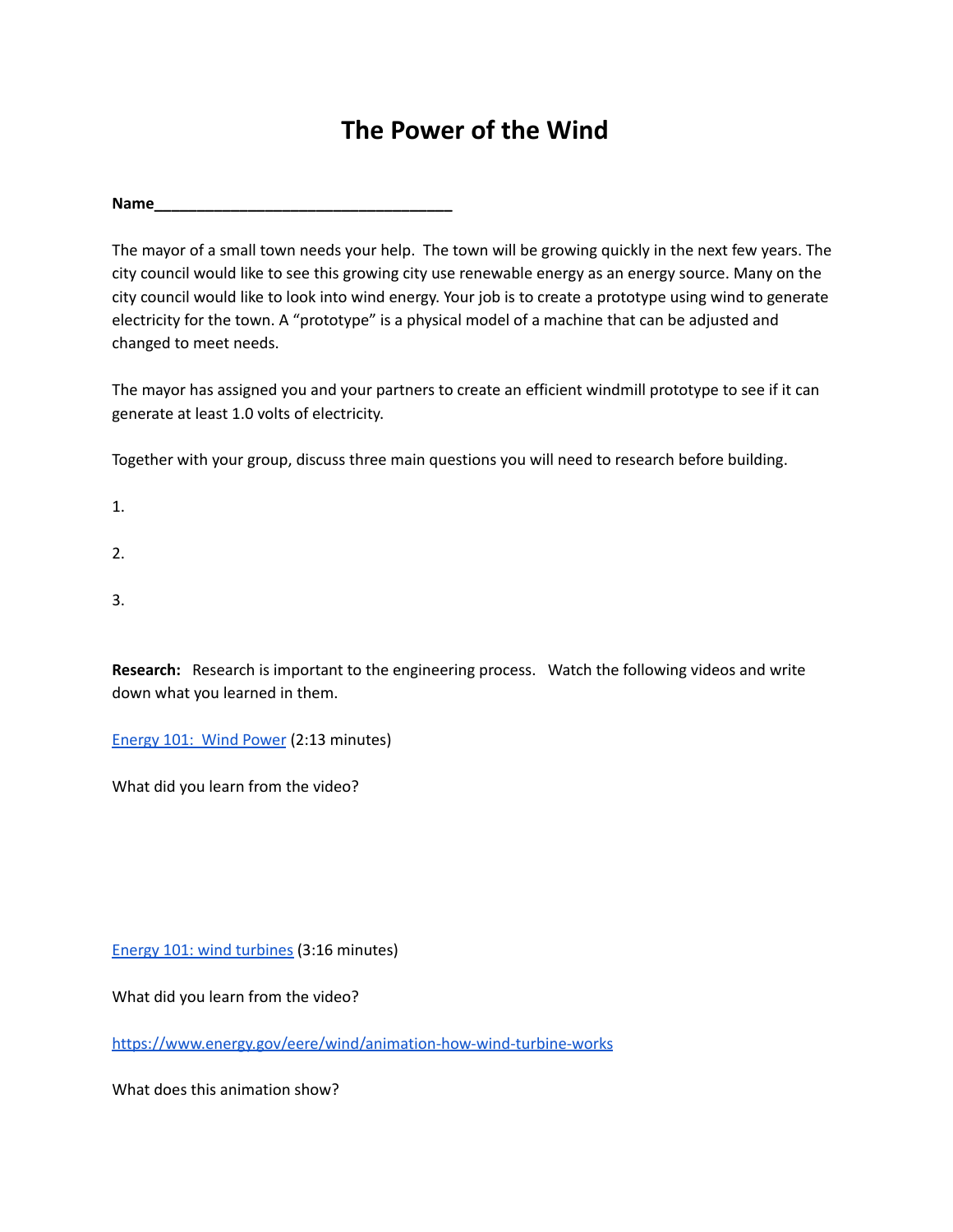# The Power of the Wind

**Name**___________________________________

The mayor of a small town needs your help. The town will be growing quickly in the next few years. The city council would like to see this growing city use renewable energy as an energy source. Many on the city council would like to look into wind energy. Your job is to create a prototype using wind to generate electricity for the town. A "prototype" is a physical model of a machine that can be adjusted and changed to meet needs.

The mayor has assigned you and your partners to create an efficient windmill prototype to see if it can generate at least 1.0 volts of electricity.

Together with your group, discuss three main questions you will need to research before building.

1.

2.

3.

**Research:** Research is important to the engineering process. Watch the following videos and write down what you learned in them.

Energy 101: Wind Power (2:13 minutes)

What did you learn from the video?

Energy 101: wind turbines (3:16 minutes)

What did you learn from the video?

https://www.energy.gov/eere/wind/animation-how-wind-turbine-works

What does this animation show?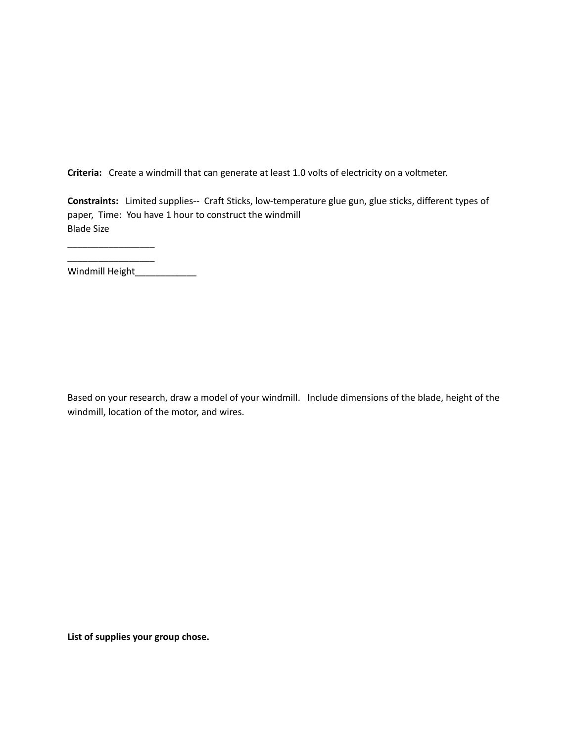**Criteria:** Create a windmill that can generate at least 1.0 volts of electricity on a voltmeter.

**Constraints:** Limited supplies-- Craft Sticks, low-temperature glue gun, glue sticks, different types of paper, Time: You have 1 hour to construct the windmill
Blade Size

_________________
_________________
Windmill Height____________

Based on your research, draw a model of your windmill. Include dimensions of the blade, height of the windmill, location of the motor, and wires.

**List of supplies your group chose.**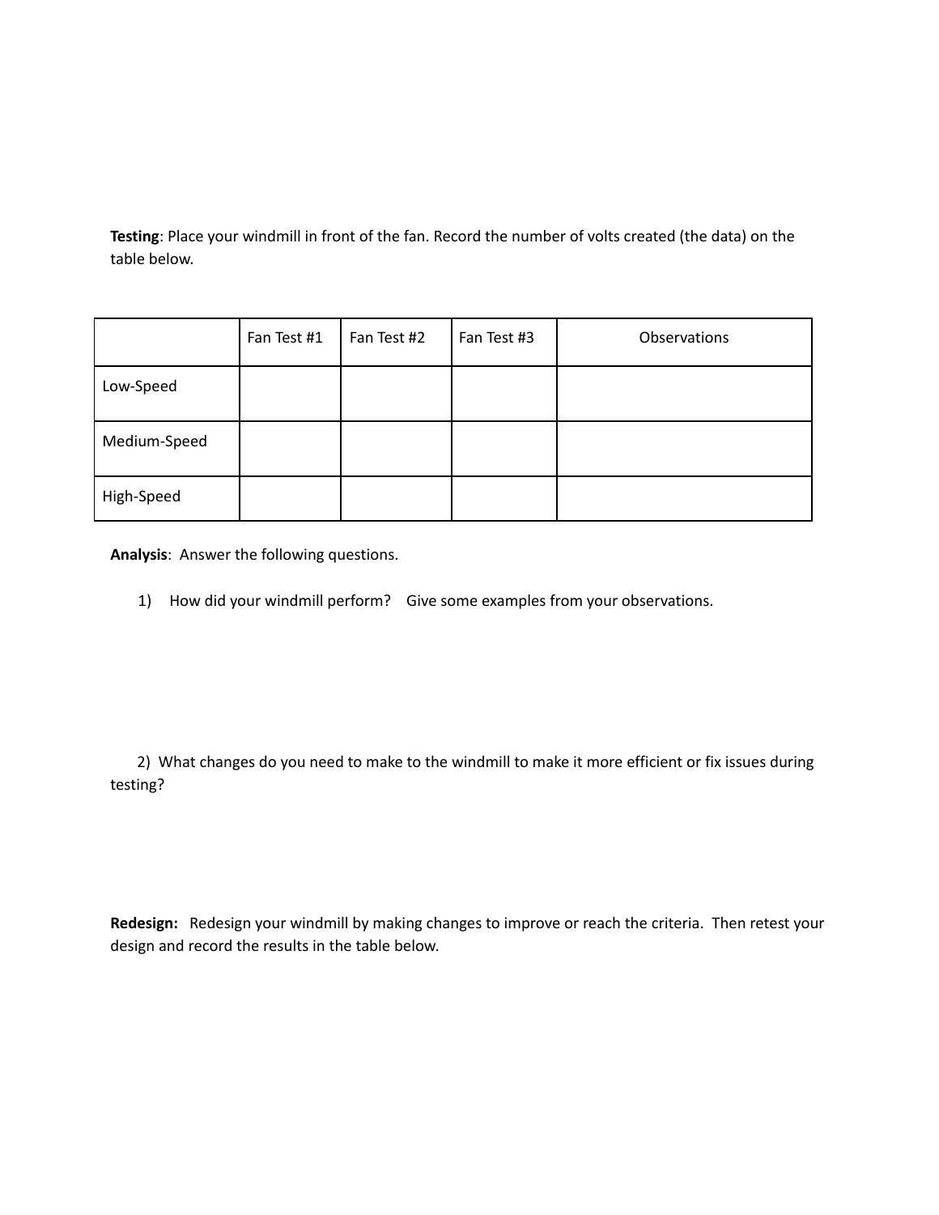**Testing**: Place your windmill in front of the fan. Record the number of volts created (the data) on the table below.

| | Fan Test #1 | Fan Test #2 | Fan Test #3 | Observations |
|---|---|---|---|---|
| Low-Speed | | | | |
| Medium-Speed | | | | |
| High-Speed | | | | |

**Analysis**: Answer the following questions.

1) How did your windmill perform? Give some examples from your observations.

2) What changes do you need to make to the windmill to make it more efficient or fix issues during testing?

**Redesign:** Redesign your windmill by making changes to improve or reach the criteria. Then retest your design and record the results in the table below.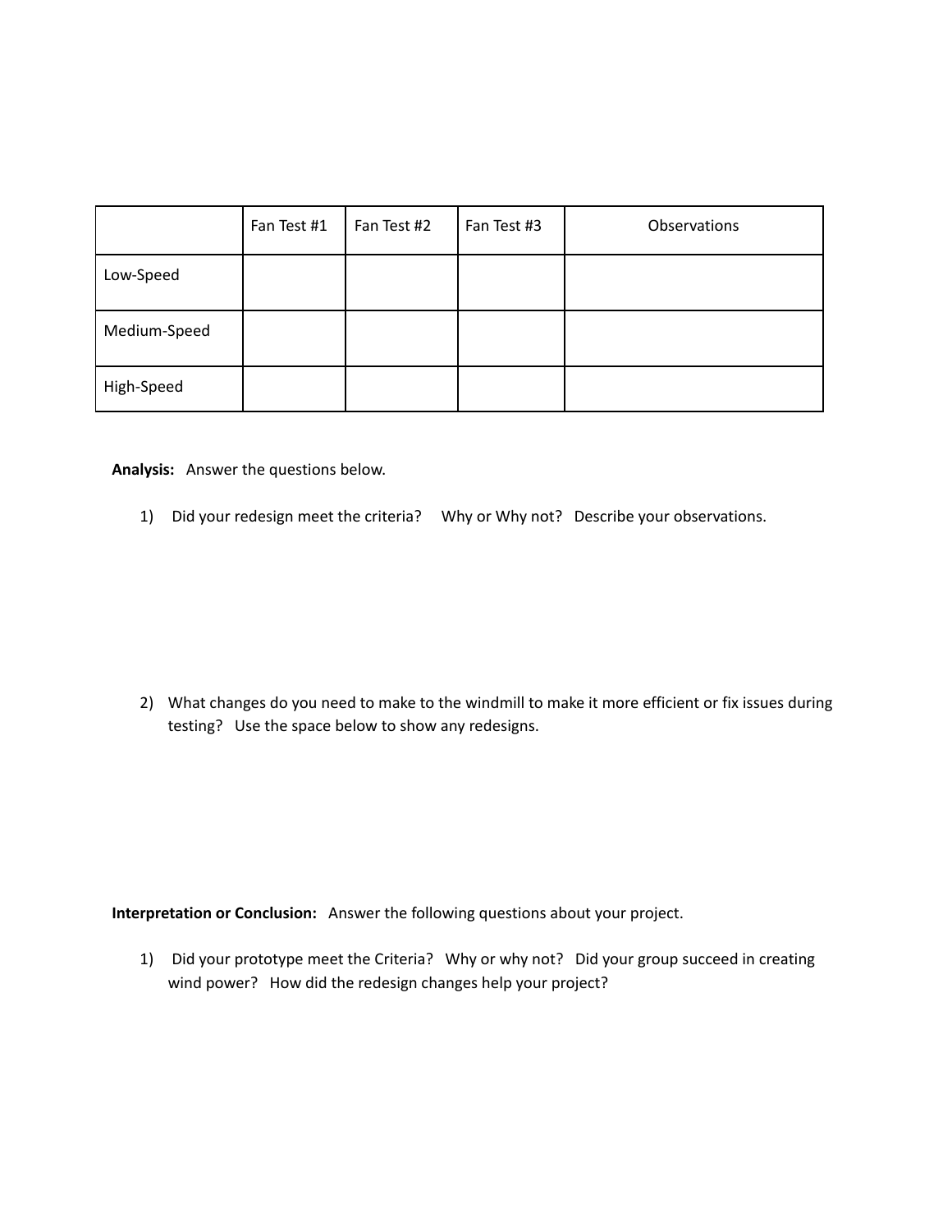|  | Fan Test #1 | Fan Test #2 | Fan Test #3 | Observations |
| --- | --- | --- | --- | --- |
| Low-Speed |  |  |  |  |
| Medium-Speed |  |  |  |  |
| High-Speed |  |  |  |  |

**Analysis:** Answer the questions below.

1) Did your redesign meet the criteria? Why or Why not? Describe your observations.

2) What changes do you need to make to the windmill to make it more efficient or fix issues during testing? Use the space below to show any redesigns.

**Interpretation or Conclusion:** Answer the following questions about your project.

1) Did your prototype meet the Criteria? Why or why not? Did your group succeed in creating wind power? How did the redesign changes help your project?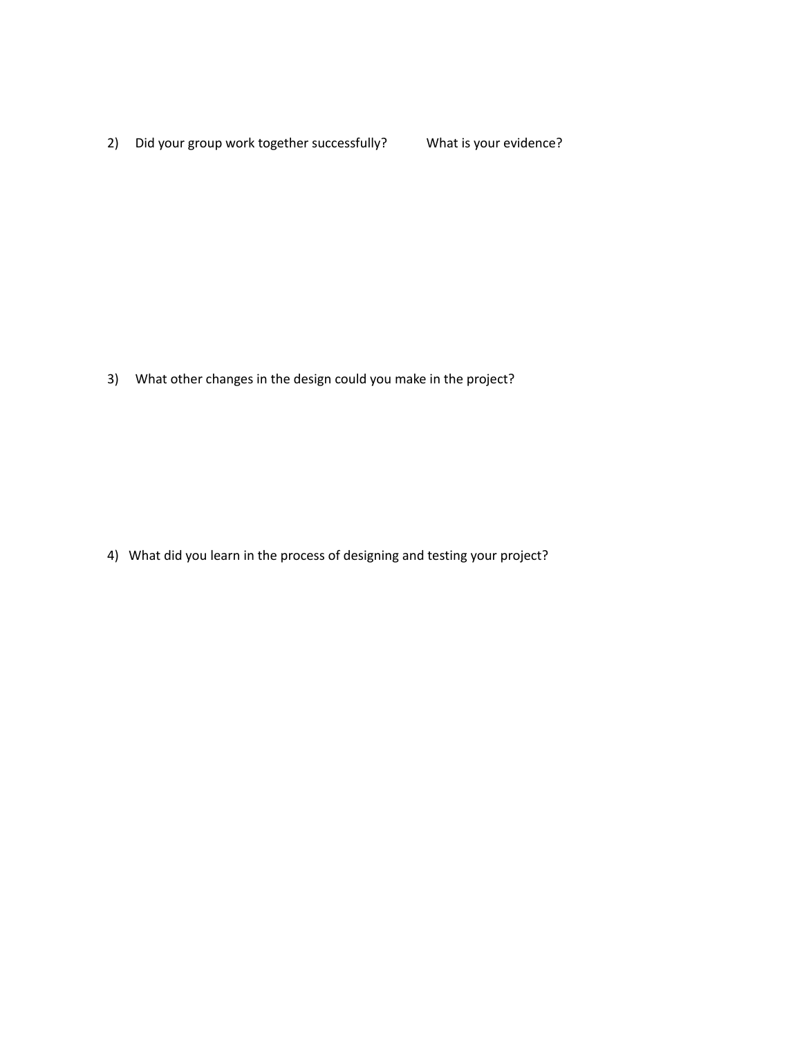2) Did your group work together successfully? What is your evidence?

3) What other changes in the design could you make in the project?

4) What did you learn in the process of designing and testing your project?